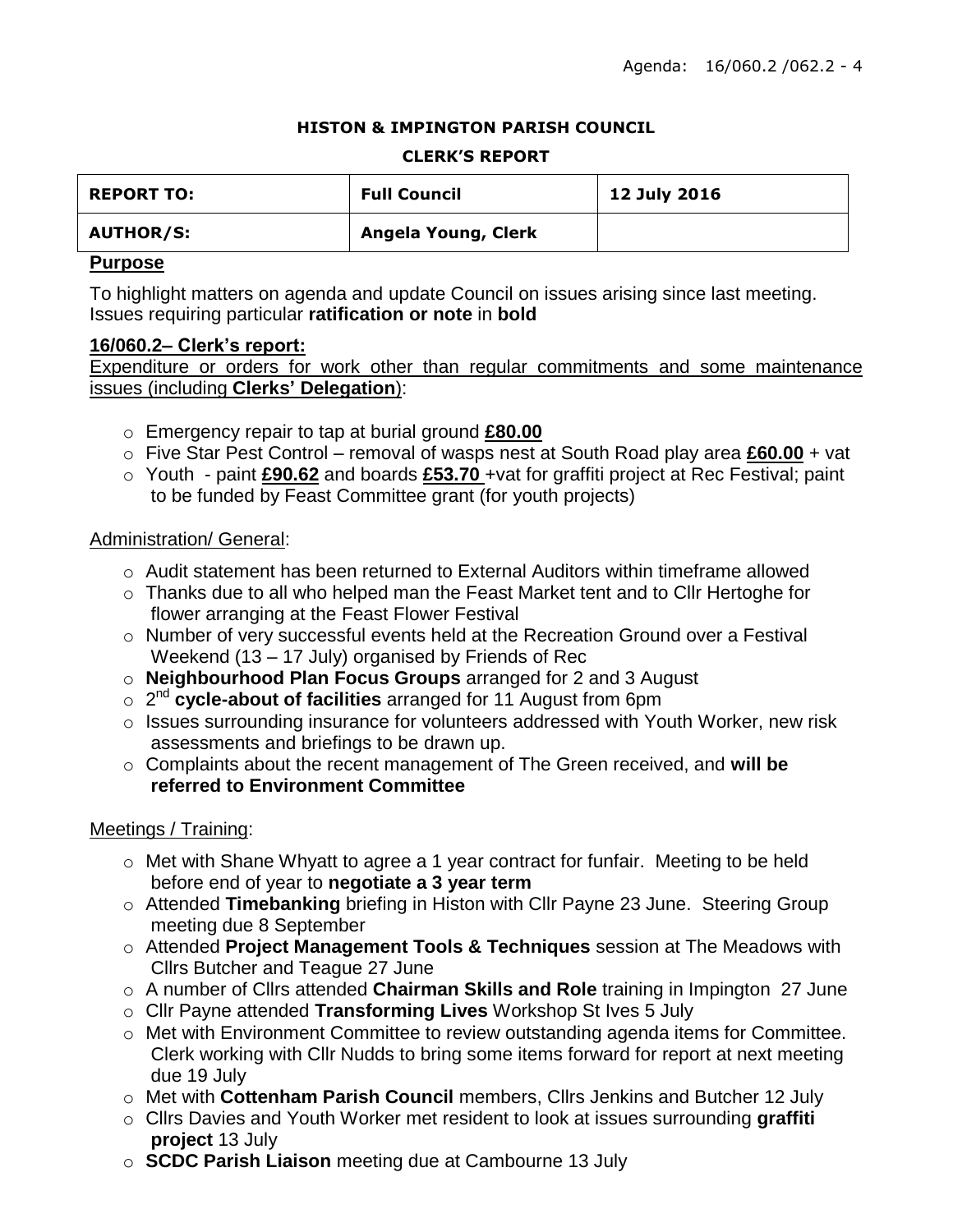Agenda: 16/060.2 /062.2 - 4

**HISTON & IMPINGTON PARISH COUNCIL**

**CLERK'S REPORT**

| **REPORT TO:** | **Full Council** | **12 July 2016** |
|---|---|---|
| **AUTHOR/S:** | **Angela Young, Clerk** | |

## Purpose

To highlight matters on agenda and update Council on issues arising since last meeting. Issues requiring particular **ratification or note** in **bold**

## 16/060.2– Clerk's report:

Expenditure or orders for work other than regular commitments and some maintenance issues (including **Clerks' Delegation**):

- Emergency repair to tap at burial ground **£80.00**
- Five Star Pest Control – removal of wasps nest at South Road play area **£60.00** + vat
- Youth - paint **£90.62** and boards **£53.70** +vat for graffiti project at Rec Festival; paint to be funded by Feast Committee grant (for youth projects)

Administration/ General:

- Audit statement has been returned to External Auditors within timeframe allowed
- Thanks due to all who helped man the Feast Market tent and to Cllr Hertoghe for flower arranging at the Feast Flower Festival
- Number of very successful events held at the Recreation Ground over a Festival Weekend (13 – 17 July) organised by Friends of Rec
- **Neighbourhood Plan Focus Groups** arranged for 2 and 3 August
- 2nd **cycle-about of facilities** arranged for 11 August from 6pm
- Issues surrounding insurance for volunteers addressed with Youth Worker, new risk assessments and briefings to be drawn up.
- Complaints about the recent management of The Green received, and **will be referred to Environment Committee**

Meetings / Training:

- Met with Shane Whyatt to agree a 1 year contract for funfair. Meeting to be held before end of year to **negotiate a 3 year term**
- Attended **Timebanking** briefing in Histon with Cllr Payne 23 June. Steering Group meeting due 8 September
- Attended **Project Management Tools & Techniques** session at The Meadows with Cllrs Butcher and Teague 27 June
- A number of Cllrs attended **Chairman Skills and Role** training in Impington 27 June
- Cllr Payne attended **Transforming Lives** Workshop St Ives 5 July
- Met with Environment Committee to review outstanding agenda items for Committee. Clerk working with Cllr Nudds to bring some items forward for report at next meeting due 19 July
- Met with **Cottenham Parish Council** members, Cllrs Jenkins and Butcher 12 July
- Cllrs Davies and Youth Worker met resident to look at issues surrounding **graffiti project** 13 July
- **SCDC Parish Liaison** meeting due at Cambourne 13 July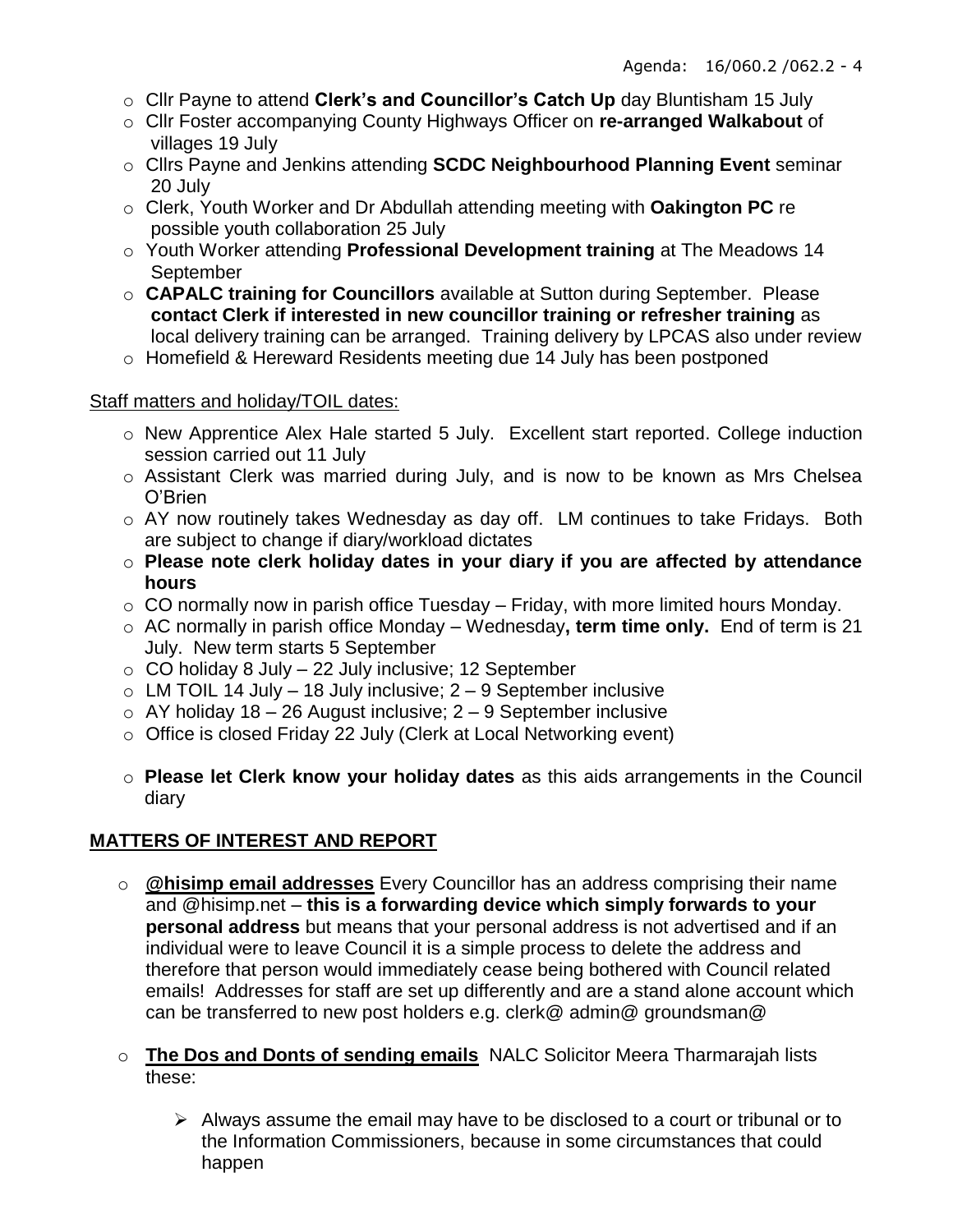- Cllr Payne to attend **Clerk's and Councillor's Catch Up** day Bluntisham 15 July
- Cllr Foster accompanying County Highways Officer on **re-arranged Walkabout** of villages 19 July
- Cllrs Payne and Jenkins attending **SCDC Neighbourhood Planning Event** seminar 20 July
- Clerk, Youth Worker and Dr Abdullah attending meeting with **Oakington PC** re possible youth collaboration 25 July
- Youth Worker attending **Professional Development training** at The Meadows 14 September
- **CAPALC training for Councillors** available at Sutton during September. Please **contact Clerk if interested in new councillor training or refresher training** as local delivery training can be arranged. Training delivery by LPCAS also under review
- Homefield & Hereward Residents meeting due 14 July has been postponed

Staff matters and holiday/TOIL dates:

- New Apprentice Alex Hale started 5 July. Excellent start reported. College induction session carried out 11 July
- Assistant Clerk was married during July, and is now to be known as Mrs Chelsea O'Brien
- AY now routinely takes Wednesday as day off. LM continues to take Fridays. Both are subject to change if diary/workload dictates
- **Please note clerk holiday dates in your diary if you are affected by attendance hours**
- CO normally now in parish office Tuesday – Friday, with more limited hours Monday.
- AC normally in parish office Monday – Wednesday**, term time only.** End of term is 21 July. New term starts 5 September
- CO holiday 8 July – 22 July inclusive; 12 September
- LM TOIL 14 July – 18 July inclusive; 2 – 9 September inclusive
- AY holiday 18 – 26 August inclusive; 2 – 9 September inclusive
- Office is closed Friday 22 July (Clerk at Local Networking event)
- **Please let Clerk know your holiday dates** as this aids arrangements in the Council diary

## MATTERS OF INTEREST AND REPORT

- **@hisimp email addresses** Every Councillor has an address comprising their name and @hisimp.net – **this is a forwarding device which simply forwards to your personal address** but means that your personal address is not advertised and if an individual were to leave Council it is a simple process to delete the address and therefore that person would immediately cease being bothered with Council related emails! Addresses for staff are set up differently and are a stand alone account which can be transferred to new post holders e.g. clerk@ admin@ groundsman@
- **The Dos and Donts of sending emails** NALC Solicitor Meera Tharmarajah lists these:
  - Always assume the email may have to be disclosed to a court or tribunal or to the Information Commissioners, because in some circumstances that could happen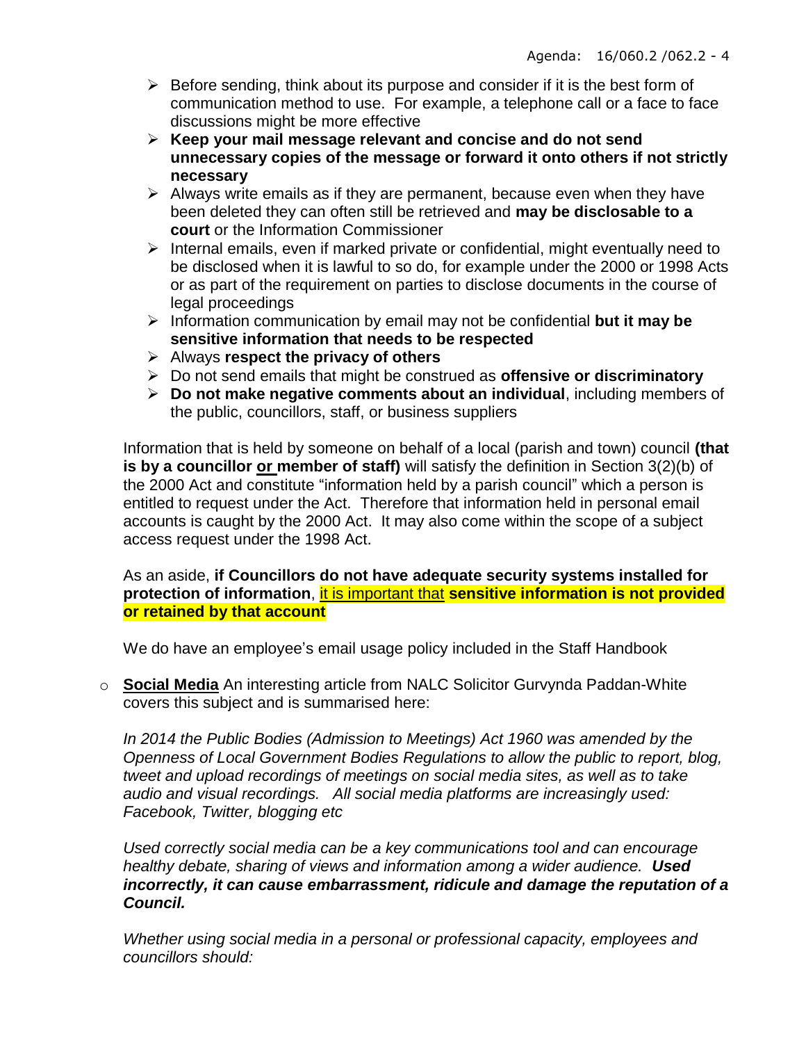- Before sending, think about its purpose and consider if it is the best form of communication method to use. For example, a telephone call or a face to face discussions might be more effective
- **Keep your mail message relevant and concise and do not send unnecessary copies of the message or forward it onto others if not strictly necessary**
- Always write emails as if they are permanent, because even when they have been deleted they can often still be retrieved and **may be disclosable to a court** or the Information Commissioner
- Internal emails, even if marked private or confidential, might eventually need to be disclosed when it is lawful to so do, for example under the 2000 or 1998 Acts or as part of the requirement on parties to disclose documents in the course of legal proceedings
- Information communication by email may not be confidential **but it may be sensitive information that needs to be respected**
- Always **respect the privacy of others**
- Do not send emails that might be construed as **offensive or discriminatory**
- **Do not make negative comments about an individual**, including members of the public, councillors, staff, or business suppliers

Information that is held by someone on behalf of a local (parish and town) council **(that is by a councillor or member of staff)** will satisfy the definition in Section 3(2)(b) of the 2000 Act and constitute "information held by a parish council" which a person is entitled to request under the Act. Therefore that information held in personal email accounts is caught by the 2000 Act. It may also come within the scope of a subject access request under the 1998 Act.

As an aside, **if Councillors do not have adequate security systems installed for protection of information**, it is important that **sensitive information is not provided or retained by that account**

We do have an employee's email usage policy included in the Staff Handbook

- **Social Media** An interesting article from NALC Solicitor Gurvynda Paddan-White covers this subject and is summarised here:

  *In 2014 the Public Bodies (Admission to Meetings) Act 1960 was amended by the Openness of Local Government Bodies Regulations to allow the public to report, blog, tweet and upload recordings of meetings on social media sites, as well as to take audio and visual recordings. All social media platforms are increasingly used: Facebook, Twitter, blogging etc*

  *Used correctly social media can be a key communications tool and can encourage healthy debate, sharing of views and information among a wider audience.* ***Used incorrectly, it can cause embarrassment, ridicule and damage the reputation of a Council.***

  *Whether using social media in a personal or professional capacity, employees and councillors should:*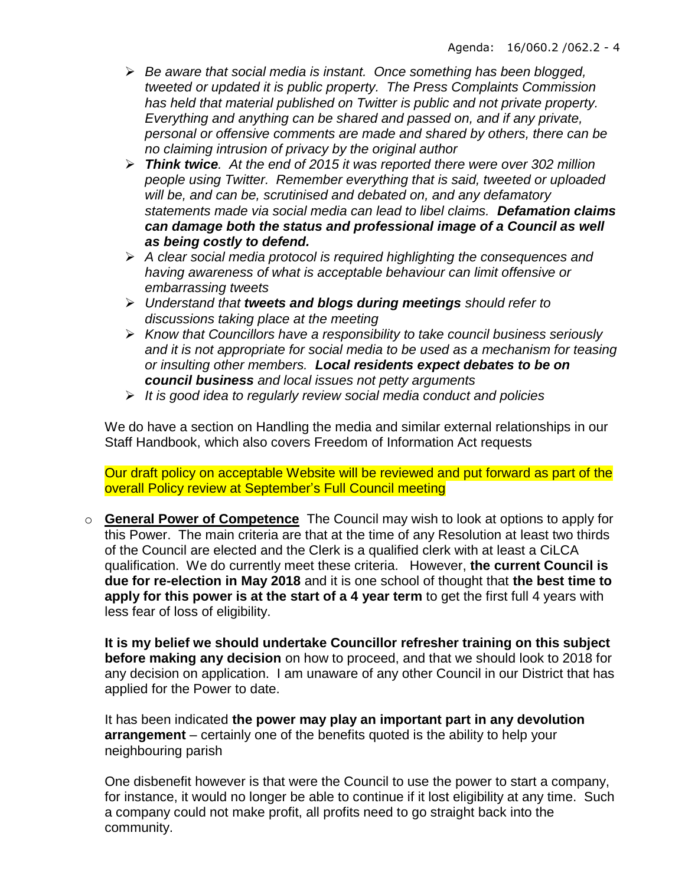- *Be aware that social media is instant. Once something has been blogged, tweeted or updated it is public property. The Press Complaints Commission has held that material published on Twitter is public and not private property. Everything and anything can be shared and passed on, and if any private, personal or offensive comments are made and shared by others, there can be no claiming intrusion of privacy by the original author*
- ***Think twice**. At the end of 2015 it was reported there were over 302 million people using Twitter. Remember everything that is said, tweeted or uploaded will be, and can be, scrutinised and debated on, and any defamatory statements made via social media can lead to libel claims. **Defamation claims can damage both the status and professional image of a Council as well as being costly to defend.***
- *A clear social media protocol is required highlighting the consequences and having awareness of what is acceptable behaviour can limit offensive or embarrassing tweets*
- *Understand that **tweets and blogs during meetings** should refer to discussions taking place at the meeting*
- *Know that Councillors have a responsibility to take council business seriously and it is not appropriate for social media to be used as a mechanism for teasing or insulting other members. **Local residents expect debates to be on council business** and local issues not petty arguments*
- *It is good idea to regularly review social media conduct and policies*

We do have a section on Handling the media and similar external relationships in our Staff Handbook, which also covers Freedom of Information Act requests

Our draft policy on acceptable Website will be reviewed and put forward as part of the overall Policy review at September's Full Council meeting

- **General Power of Competence** The Council may wish to look at options to apply for this Power. The main criteria are that at the time of any Resolution at least two thirds of the Council are elected and the Clerk is a qualified clerk with at least a CiLCA qualification. We do currently meet these criteria. However, **the current Council is due for re-election in May 2018** and it is one school of thought that **the best time to apply for this power is at the start of a 4 year term** to get the first full 4 years with less fear of loss of eligibility.

  **It is my belief we should undertake Councillor refresher training on this subject before making any decision** on how to proceed, and that we should look to 2018 for any decision on application. I am unaware of any other Council in our District that has applied for the Power to date.

  It has been indicated **the power may play an important part in any devolution arrangement** – certainly one of the benefits quoted is the ability to help your neighbouring parish

  One disbenefit however is that were the Council to use the power to start a company, for instance, it would no longer be able to continue if it lost eligibility at any time. Such a company could not make profit, all profits need to go straight back into the community.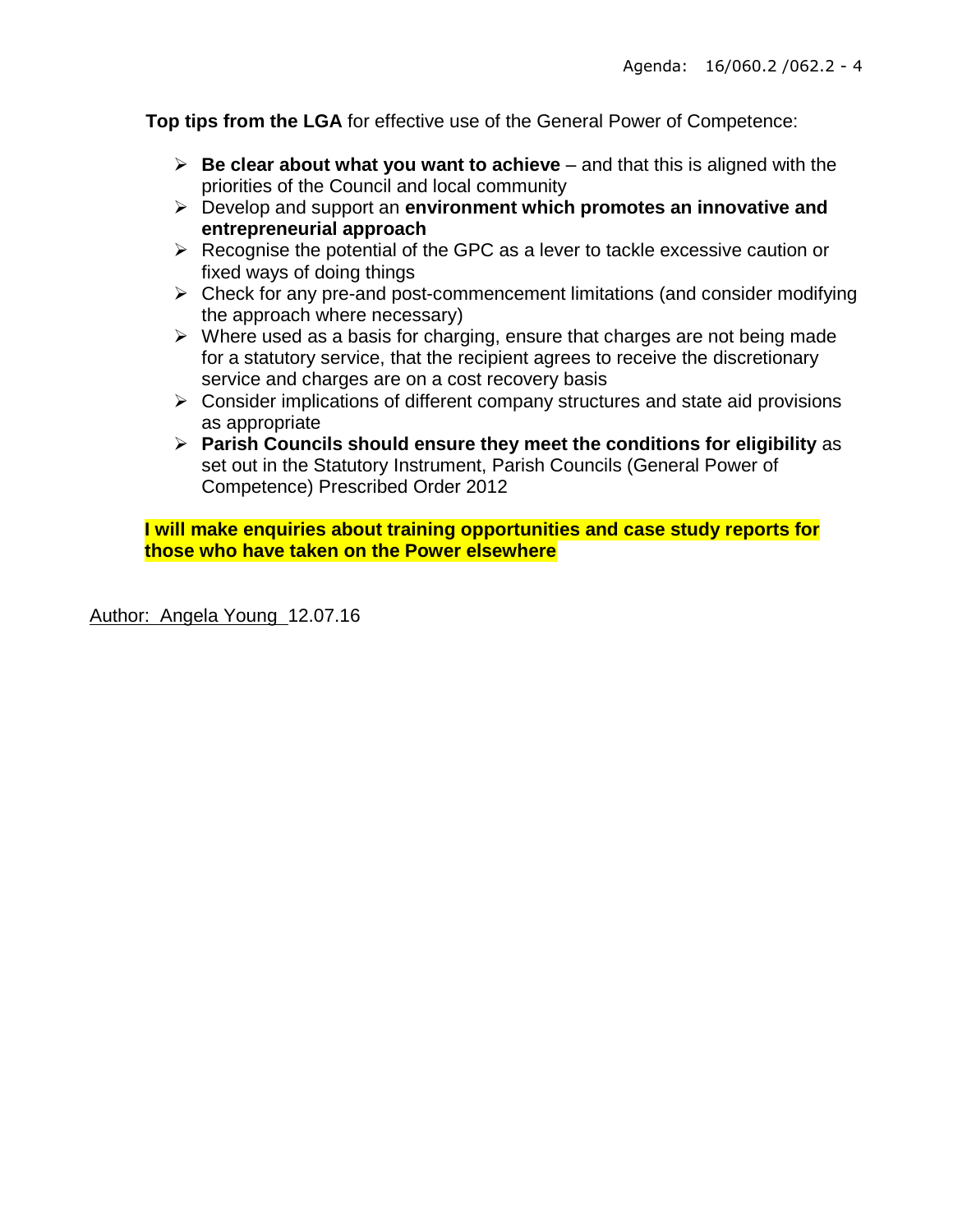**Top tips from the LGA** for effective use of the General Power of Competence:

- **Be clear about what you want to achieve** – and that this is aligned with the priorities of the Council and local community
- Develop and support an **environment which promotes an innovative and entrepreneurial approach**
- Recognise the potential of the GPC as a lever to tackle excessive caution or fixed ways of doing things
- Check for any pre-and post-commencement limitations (and consider modifying the approach where necessary)
- Where used as a basis for charging, ensure that charges are not being made for a statutory service, that the recipient agrees to receive the discretionary service and charges are on a cost recovery basis
- Consider implications of different company structures and state aid provisions as appropriate
- **Parish Councils should ensure they meet the conditions for eligibility** as set out in the Statutory Instrument, Parish Councils (General Power of Competence) Prescribed Order 2012

**I will make enquiries about training opportunities and case study reports for those who have taken on the Power elsewhere**

Author: Angela Young 12.07.16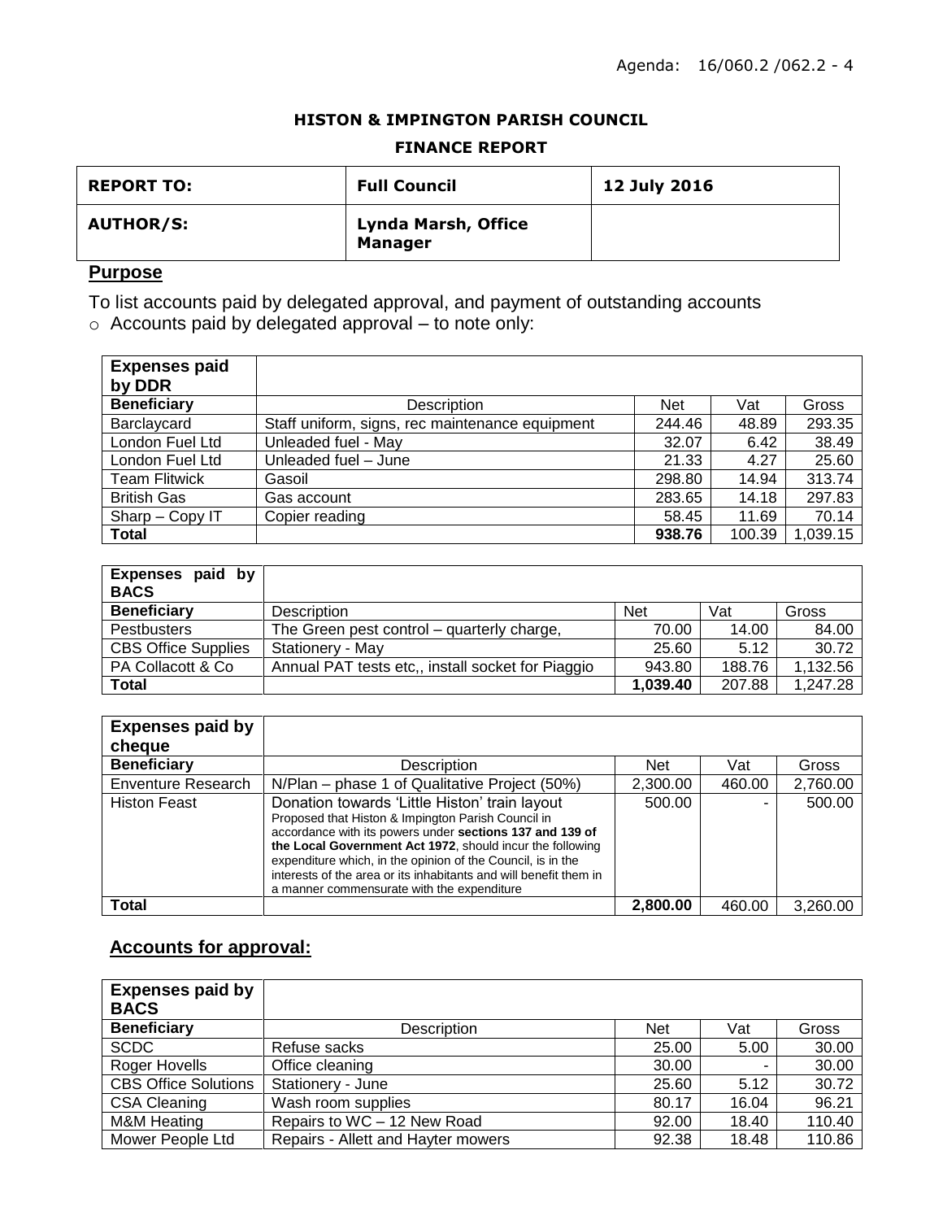Agenda: 16/060.2 /062.2 - 4

**HISTON & IMPINGTON PARISH COUNCIL**

**FINANCE REPORT**

| **REPORT TO:** | **Full Council** | **12 July 2016** |
|---|---|---|
| **AUTHOR/S:** | **Lynda Marsh, Office Manager** | |

## Purpose

To list accounts paid by delegated approval, and payment of outstanding accounts

- Accounts paid by delegated approval – to note only:

| **Expenses paid by DDR** | | | | |
|---|---|---|---|---|
| **Beneficiary** | Description | Net | Vat | Gross |
| Barclaycard | Staff uniform, signs, rec maintenance equipment | 244.46 | 48.89 | 293.35 |
| London Fuel Ltd | Unleaded fuel - May | 32.07 | 6.42 | 38.49 |
| London Fuel Ltd | Unleaded fuel – June | 21.33 | 4.27 | 25.60 |
| Team Flitwick | Gasoil | 298.80 | 14.94 | 313.74 |
| British Gas | Gas account | 283.65 | 14.18 | 297.83 |
| Sharp – Copy IT | Copier reading | 58.45 | 11.69 | 70.14 |
| **Total** | | **938.76** | 100.39 | 1,039.15 |

| **Expenses paid by BACS** | | | | |
|---|---|---|---|---|
| **Beneficiary** | Description | Net | Vat | Gross |
| Pestbusters | The Green pest control – quarterly charge, | 70.00 | 14.00 | 84.00 |
| CBS Office Supplies | Stationery - May | 25.60 | 5.12 | 30.72 |
| PA Collacott & Co | Annual PAT tests etc,, install socket for Piaggio | 943.80 | 188.76 | 1,132.56 |
| **Total** | | **1,039.40** | 207.88 | 1,247.28 |

| **Expenses paid by cheque** | | | | |
|---|---|---|---|---|
| **Beneficiary** | Description | Net | Vat | Gross |
| Enventure Research | N/Plan – phase 1 of Qualitative Project (50%) | 2,300.00 | 460.00 | 2,760.00 |
| Histon Feast | Donation towards 'Little Histon' train layout<br>Proposed that Histon & Impington Parish Council in accordance with its powers under **sections 137 and 139 of the Local Government Act 1972**, should incur the following expenditure which, in the opinion of the Council, is in the interests of the area or its inhabitants and will benefit them in a manner commensurate with the expenditure | 500.00 | - | 500.00 |
| **Total** | | **2,800.00** | 460.00 | 3,260.00 |

## Accounts for approval:

| **Expenses paid by BACS** | | | | |
|---|---|---|---|---|
| **Beneficiary** | Description | Net | Vat | Gross |
| SCDC | Refuse sacks | 25.00 | 5.00 | 30.00 |
| Roger Hovells | Office cleaning | 30.00 | - | 30.00 |
| CBS Office Solutions | Stationery - June | 25.60 | 5.12 | 30.72 |
| CSA Cleaning | Wash room supplies | 80.17 | 16.04 | 96.21 |
| M&M Heating | Repairs to WC – 12 New Road | 92.00 | 18.40 | 110.40 |
| Mower People Ltd | Repairs - Allett and Hayter mowers | 92.38 | 18.48 | 110.86 |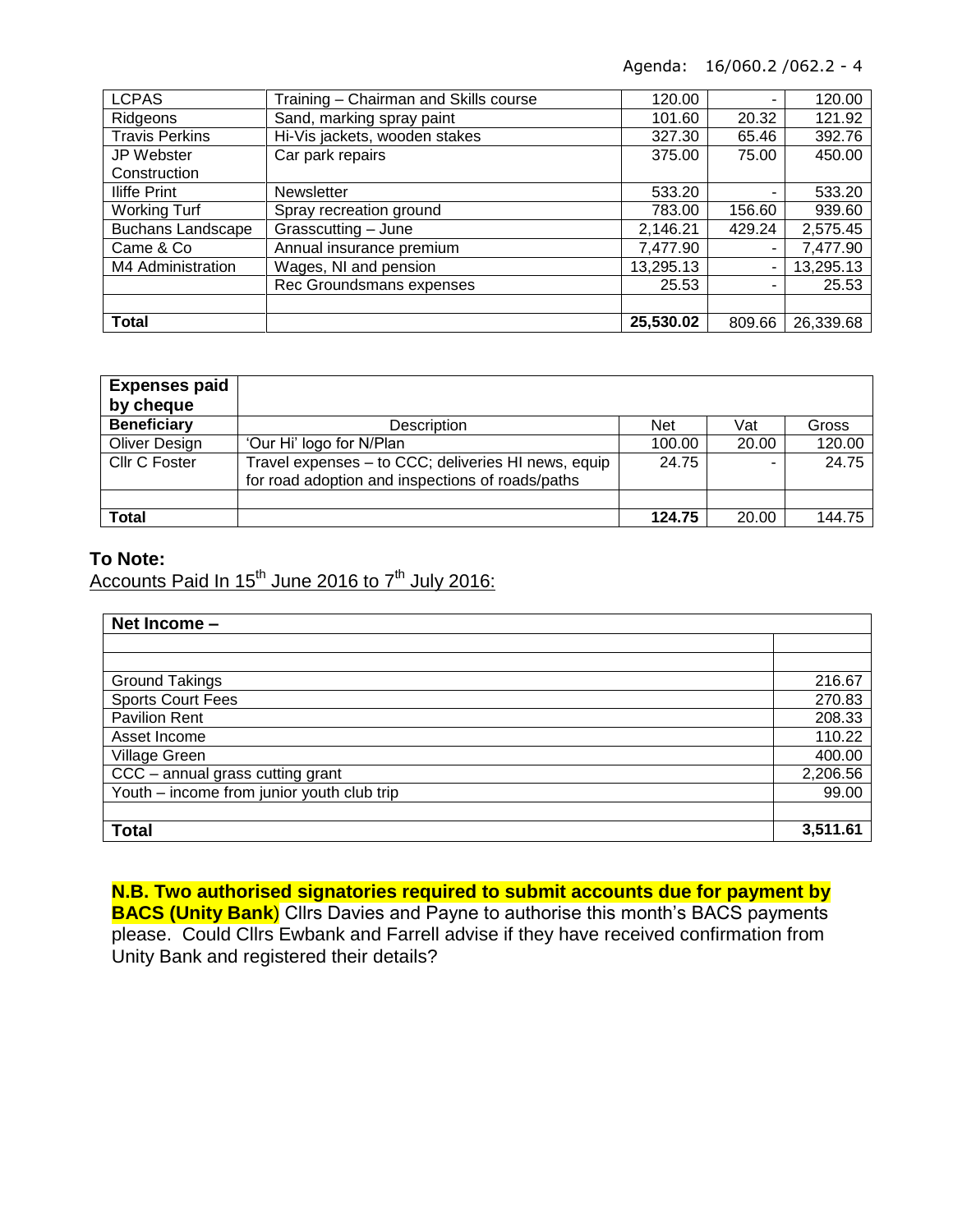| | | | | |
|---|---|---|---|---|
| LCPAS | Training – Chairman and Skills course | 120.00 | - | 120.00 |
| Ridgeons | Sand, marking spray paint | 101.60 | 20.32 | 121.92 |
| Travis Perkins | Hi-Vis jackets, wooden stakes | 327.30 | 65.46 | 392.76 |
| JP Webster Construction | Car park repairs | 375.00 | 75.00 | 450.00 |
| Iliffe Print | Newsletter | 533.20 | - | 533.20 |
| Working Turf | Spray recreation ground | 783.00 | 156.60 | 939.60 |
| Buchans Landscape | Grasscutting – June | 2,146.21 | 429.24 | 2,575.45 |
| Came & Co | Annual insurance premium | 7,477.90 | - | 7,477.90 |
| M4 Administration | Wages, NI and pension | 13,295.13 | - | 13,295.13 |
| | Rec Groundsmans expenses | 25.53 | - | 25.53 |
| | | | | |
| **Total** | | **25,530.02** | 809.66 | 26,339.68 |

| **Expenses paid by cheque** | | | | |
|---|---|---|---|---|
| **Beneficiary** | Description | Net | Vat | Gross |
| Oliver Design | 'Our Hi' logo for N/Plan | 100.00 | 20.00 | 120.00 |
| Cllr C Foster | Travel expenses – to CCC; deliveries HI news, equip for road adoption and inspections of roads/paths | 24.75 | - | 24.75 |
| | | | | |
| **Total** | | **124.75** | 20.00 | 144.75 |

**To Note:**

Accounts Paid In 15th June 2016 to 7th July 2016:

| **Net Income –** | |
|---|---|
| | |
| | |
| Ground Takings | 216.67 |
| Sports Court Fees | 270.83 |
| Pavilion Rent | 208.33 |
| Asset Income | 110.22 |
| Village Green | 400.00 |
| CCC – annual grass cutting grant | 2,206.56 |
| Youth – income from junior youth club trip | 99.00 |
| | |
| **Total** | **3,511.61** |

**N.B. Two authorised signatories required to submit accounts due for payment by BACS (Unity Bank**) Cllrs Davies and Payne to authorise this month's BACS payments please. Could Cllrs Ewbank and Farrell advise if they have received confirmation from Unity Bank and registered their details?